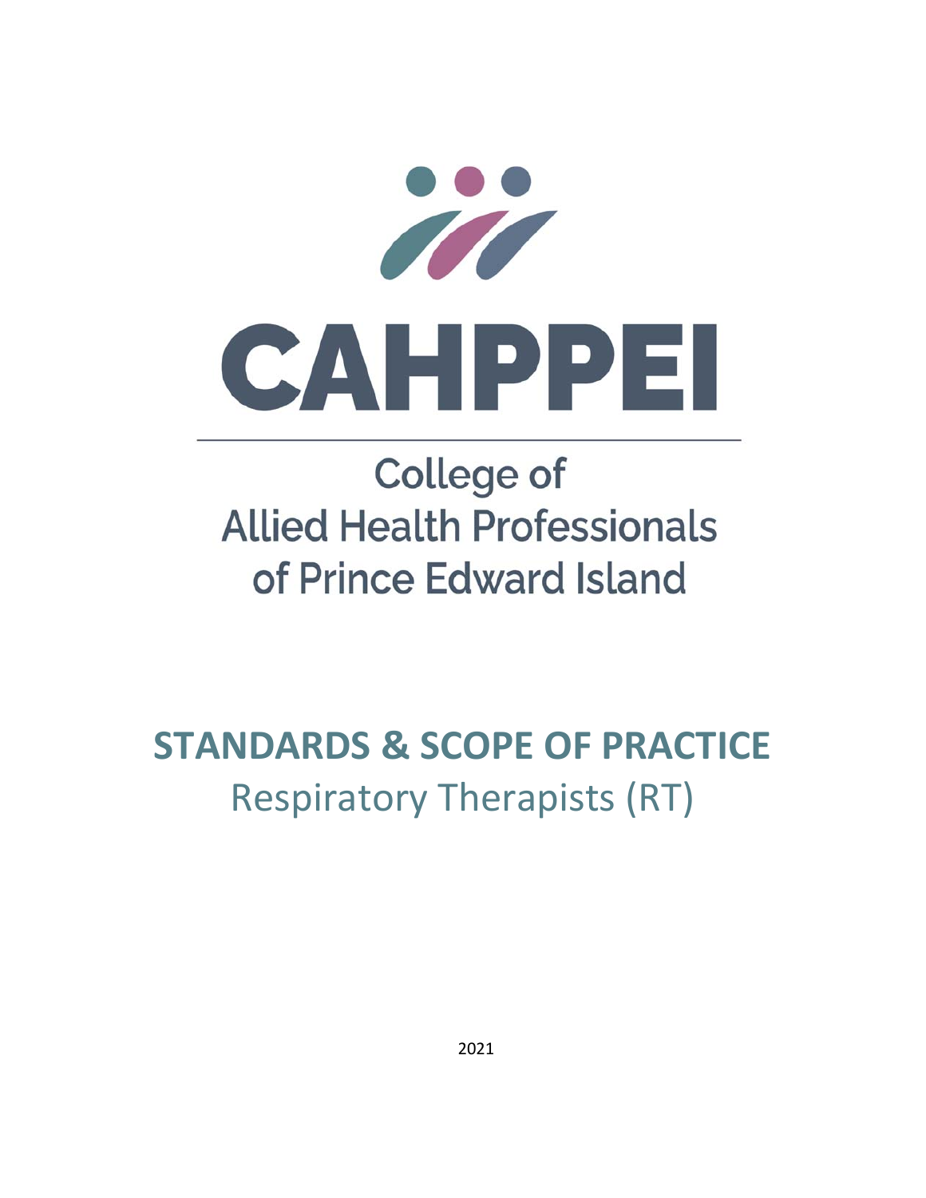# CAHPPEI

College of
Allied Health Professionals
of Prince Edward Island

## STANDARDS & SCOPE OF PRACTICE

Respiratory Therapists (RT)

2021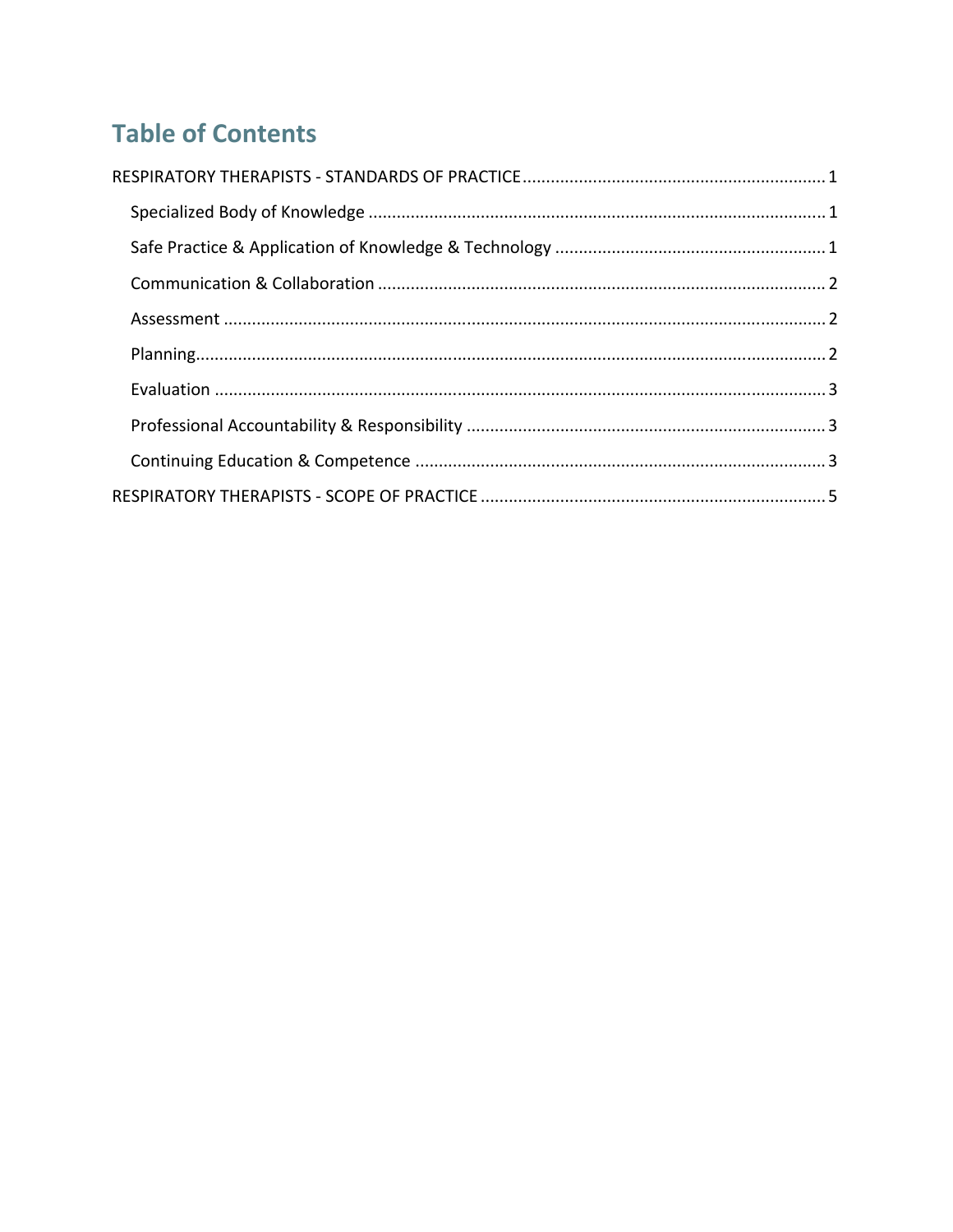# Table of Contents

RESPIRATORY THERAPISTS - STANDARDS OF PRACTICE ........................................................... 1

- Specialized Body of Knowledge ........................................................... 1
- Safe Practice & Application of Knowledge & Technology ........................................................... 1
- Communication & Collaboration ........................................................... 2
- Assessment ........................................................... 2
- Planning ........................................................... 2
- Evaluation ........................................................... 3
- Professional Accountability & Responsibility ........................................................... 3
- Continuing Education & Competence ........................................................... 3

RESPIRATORY THERAPISTS - SCOPE OF PRACTICE ........................................................... 5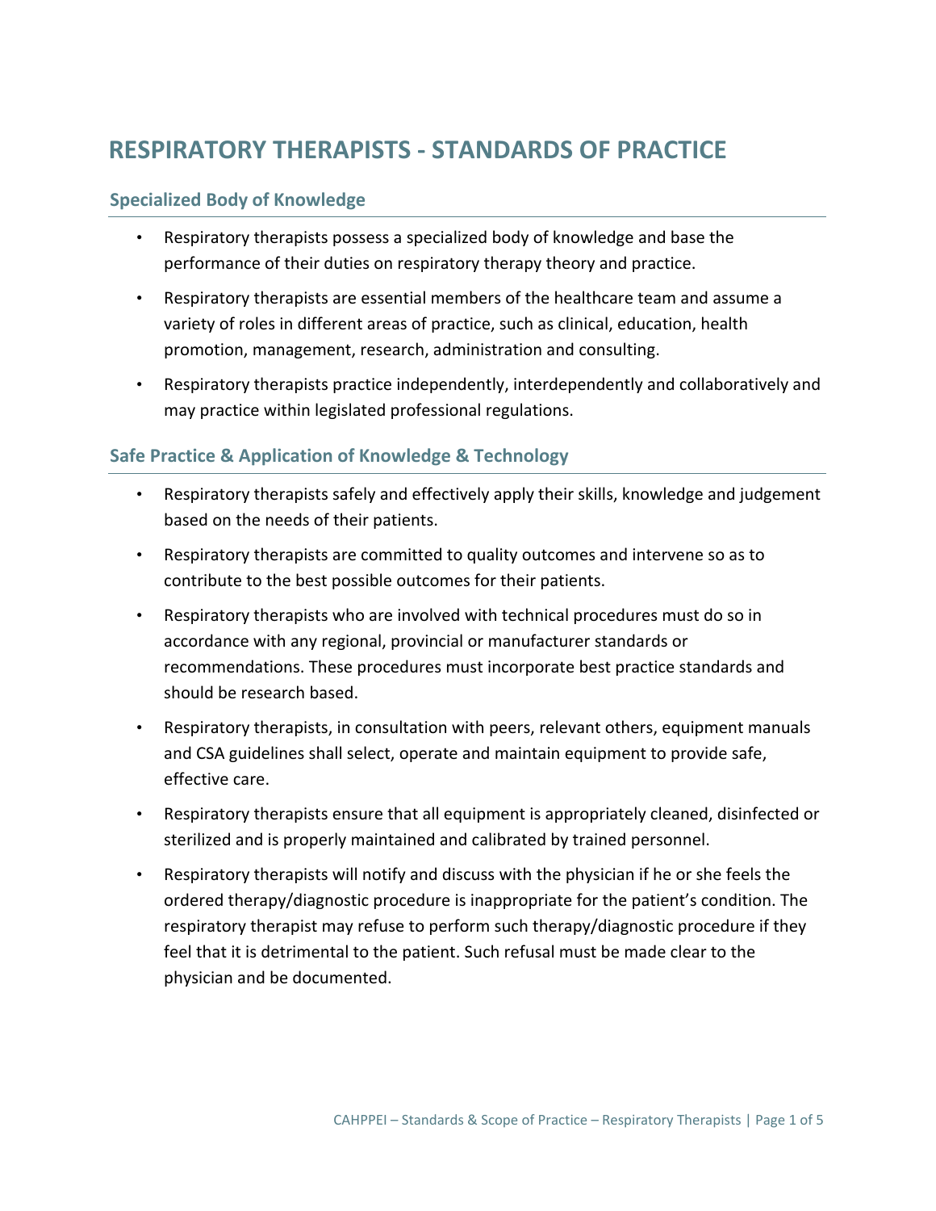# RESPIRATORY THERAPISTS - STANDARDS OF PRACTICE

## Specialized Body of Knowledge

- Respiratory therapists possess a specialized body of knowledge and base the performance of their duties on respiratory therapy theory and practice.
- Respiratory therapists are essential members of the healthcare team and assume a variety of roles in different areas of practice, such as clinical, education, health promotion, management, research, administration and consulting.
- Respiratory therapists practice independently, interdependently and collaboratively and may practice within legislated professional regulations.

## Safe Practice & Application of Knowledge & Technology

- Respiratory therapists safely and effectively apply their skills, knowledge and judgement based on the needs of their patients.
- Respiratory therapists are committed to quality outcomes and intervene so as to contribute to the best possible outcomes for their patients.
- Respiratory therapists who are involved with technical procedures must do so in accordance with any regional, provincial or manufacturer standards or recommendations. These procedures must incorporate best practice standards and should be research based.
- Respiratory therapists, in consultation with peers, relevant others, equipment manuals and CSA guidelines shall select, operate and maintain equipment to provide safe, effective care.
- Respiratory therapists ensure that all equipment is appropriately cleaned, disinfected or sterilized and is properly maintained and calibrated by trained personnel.
- Respiratory therapists will notify and discuss with the physician if he or she feels the ordered therapy/diagnostic procedure is inappropriate for the patient's condition. The respiratory therapist may refuse to perform such therapy/diagnostic procedure if they feel that it is detrimental to the patient. Such refusal must be made clear to the physician and be documented.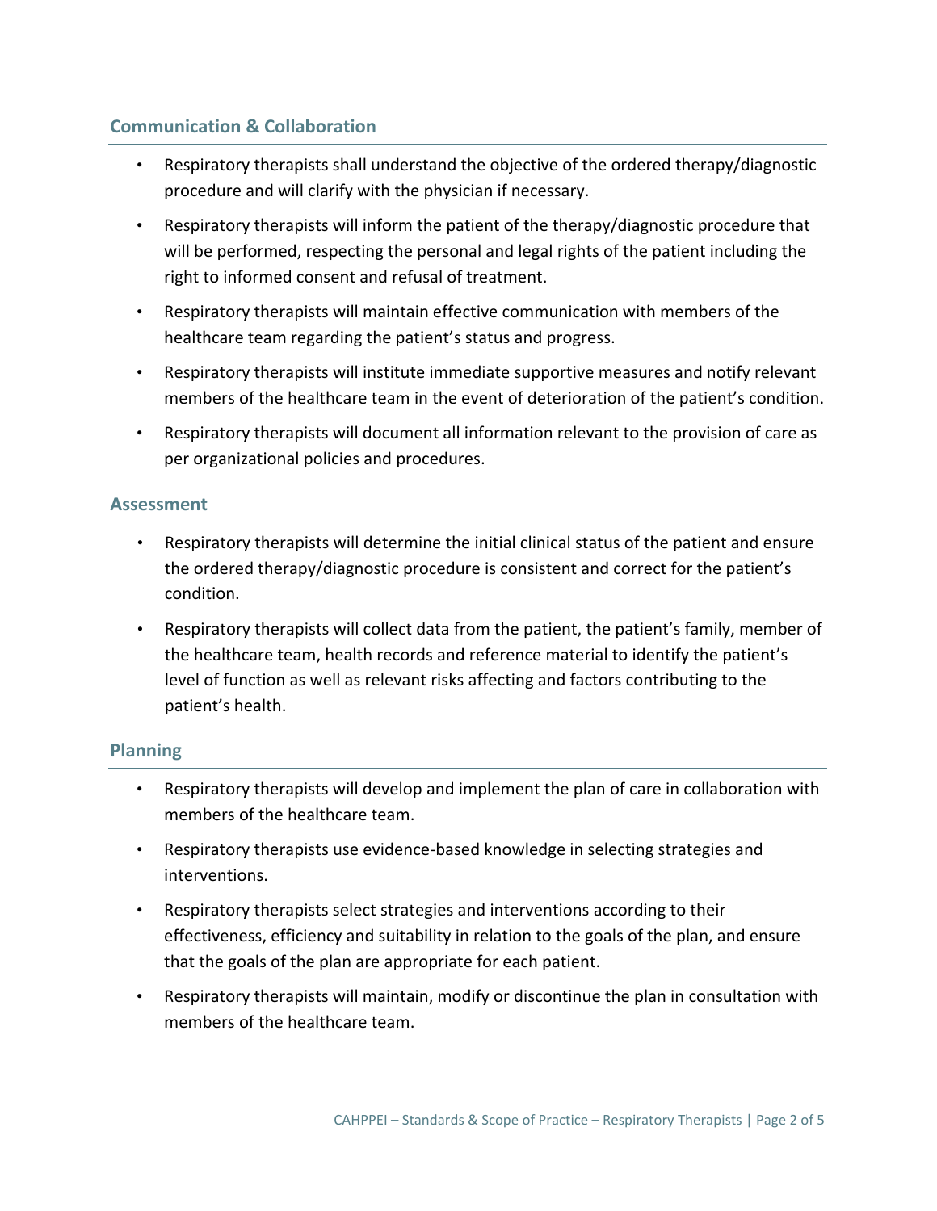## Communication & Collaboration

- Respiratory therapists shall understand the objective of the ordered therapy/diagnostic procedure and will clarify with the physician if necessary.
- Respiratory therapists will inform the patient of the therapy/diagnostic procedure that will be performed, respecting the personal and legal rights of the patient including the right to informed consent and refusal of treatment.
- Respiratory therapists will maintain effective communication with members of the healthcare team regarding the patient's status and progress.
- Respiratory therapists will institute immediate supportive measures and notify relevant members of the healthcare team in the event of deterioration of the patient's condition.
- Respiratory therapists will document all information relevant to the provision of care as per organizational policies and procedures.

## Assessment

- Respiratory therapists will determine the initial clinical status of the patient and ensure the ordered therapy/diagnostic procedure is consistent and correct for the patient's condition.
- Respiratory therapists will collect data from the patient, the patient's family, member of the healthcare team, health records and reference material to identify the patient's level of function as well as relevant risks affecting and factors contributing to the patient's health.

## Planning

- Respiratory therapists will develop and implement the plan of care in collaboration with members of the healthcare team.
- Respiratory therapists use evidence-based knowledge in selecting strategies and interventions.
- Respiratory therapists select strategies and interventions according to their effectiveness, efficiency and suitability in relation to the goals of the plan, and ensure that the goals of the plan are appropriate for each patient.
- Respiratory therapists will maintain, modify or discontinue the plan in consultation with members of the healthcare team.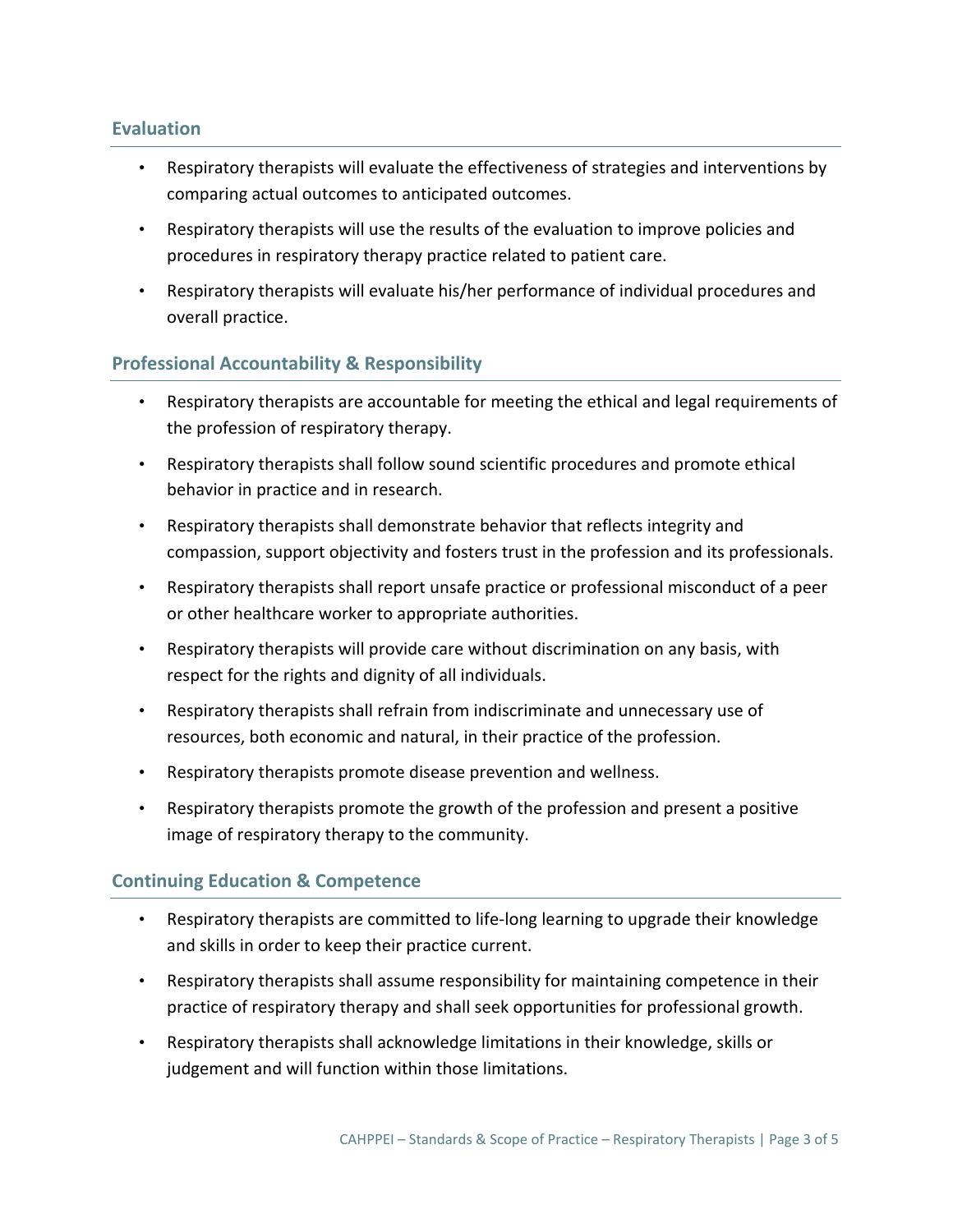## Evaluation

- Respiratory therapists will evaluate the effectiveness of strategies and interventions by comparing actual outcomes to anticipated outcomes.
- Respiratory therapists will use the results of the evaluation to improve policies and procedures in respiratory therapy practice related to patient care.
- Respiratory therapists will evaluate his/her performance of individual procedures and overall practice.

## Professional Accountability & Responsibility

- Respiratory therapists are accountable for meeting the ethical and legal requirements of the profession of respiratory therapy.
- Respiratory therapists shall follow sound scientific procedures and promote ethical behavior in practice and in research.
- Respiratory therapists shall demonstrate behavior that reflects integrity and compassion, support objectivity and fosters trust in the profession and its professionals.
- Respiratory therapists shall report unsafe practice or professional misconduct of a peer or other healthcare worker to appropriate authorities.
- Respiratory therapists will provide care without discrimination on any basis, with respect for the rights and dignity of all individuals.
- Respiratory therapists shall refrain from indiscriminate and unnecessary use of resources, both economic and natural, in their practice of the profession.
- Respiratory therapists promote disease prevention and wellness.
- Respiratory therapists promote the growth of the profession and present a positive image of respiratory therapy to the community.

## Continuing Education & Competence

- Respiratory therapists are committed to life-long learning to upgrade their knowledge and skills in order to keep their practice current.
- Respiratory therapists shall assume responsibility for maintaining competence in their practice of respiratory therapy and shall seek opportunities for professional growth.
- Respiratory therapists shall acknowledge limitations in their knowledge, skills or judgement and will function within those limitations.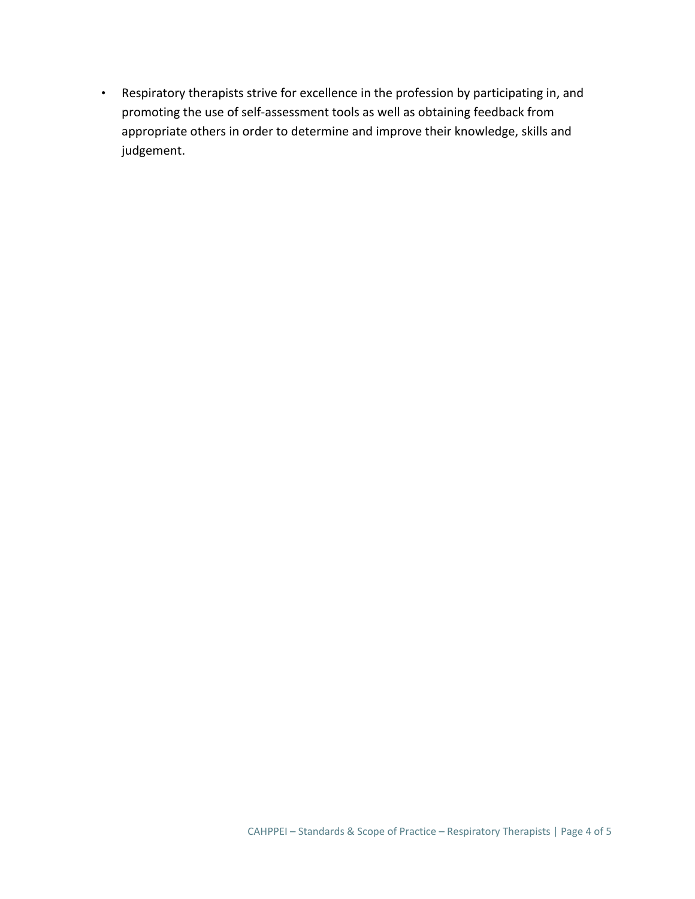- Respiratory therapists strive for excellence in the profession by participating in, and promoting the use of self-assessment tools as well as obtaining feedback from appropriate others in order to determine and improve their knowledge, skills and judgement.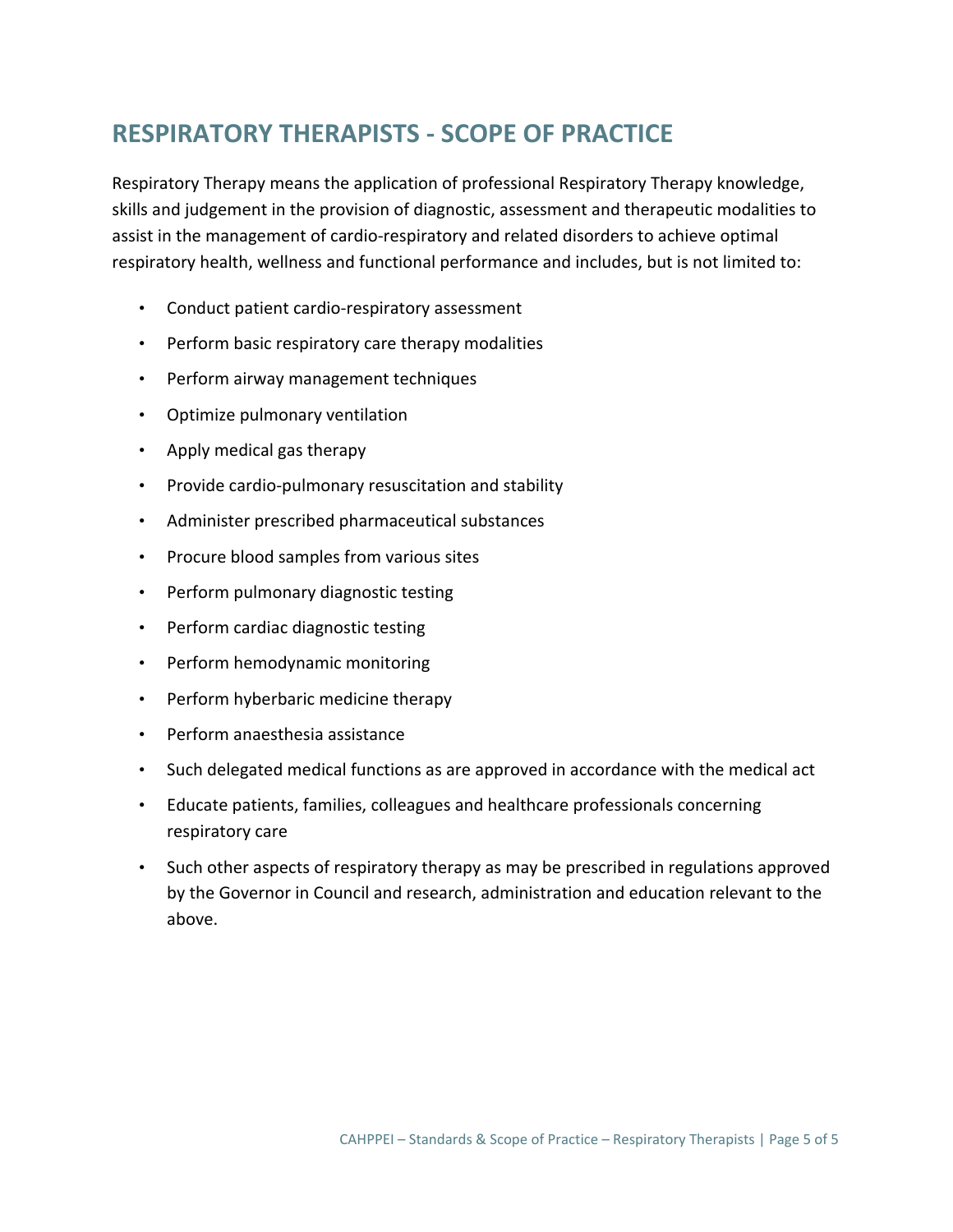## RESPIRATORY THERAPISTS - SCOPE OF PRACTICE

Respiratory Therapy means the application of professional Respiratory Therapy knowledge, skills and judgement in the provision of diagnostic, assessment and therapeutic modalities to assist in the management of cardio-respiratory and related disorders to achieve optimal respiratory health, wellness and functional performance and includes, but is not limited to:

- Conduct patient cardio-respiratory assessment
- Perform basic respiratory care therapy modalities
- Perform airway management techniques
- Optimize pulmonary ventilation
- Apply medical gas therapy
- Provide cardio-pulmonary resuscitation and stability
- Administer prescribed pharmaceutical substances
- Procure blood samples from various sites
- Perform pulmonary diagnostic testing
- Perform cardiac diagnostic testing
- Perform hemodynamic monitoring
- Perform hyberbaric medicine therapy
- Perform anaesthesia assistance
- Such delegated medical functions as are approved in accordance with the medical act
- Educate patients, families, colleagues and healthcare professionals concerning respiratory care
- Such other aspects of respiratory therapy as may be prescribed in regulations approved by the Governor in Council and research, administration and education relevant to the above.